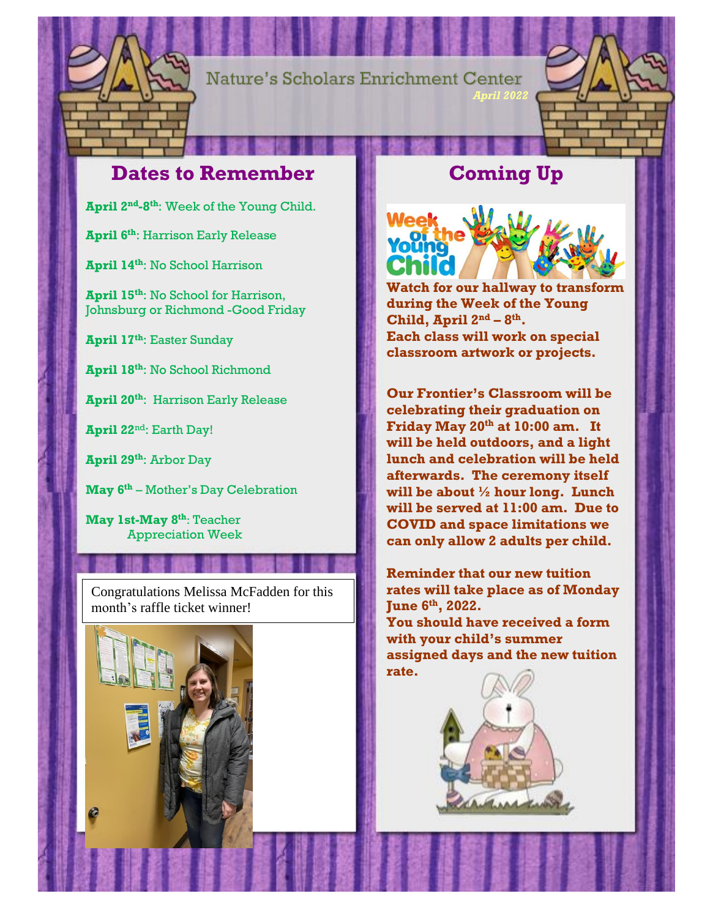# Nature's Scholars Enrichment Center

*April 2022*

## Dates to Remember

**April 2nd-8th**: Week of the Young Child.

**April 6th**: Harrison Early Release

**April 14th**: No School Harrison

**April 15th**: No School for Harrison, Johnsburg or Richmond -Good Friday

**April 17th**: Easter Sunday

**April 18th**: No School Richmond

**April 20th**: Harrison Early Release

**April 22nd**: Earth Day!

**April 29th**: Arbor Day

**May 6th** – Mother's Day Celebration

**May 1st-May 8th**: Teacher Appreciation Week

Congratulations Melissa McFadden for this month's raffle ticket winner!

## Coming Up

**Watch for our hallway to transform during the Week of the Young Child, April 2nd – 8th.**
**Each class will work on special classroom artwork or projects.**

**Our Frontier's Classroom will be celebrating their graduation on Friday May 20th at 10:00 am. It will be held outdoors, and a light lunch and celebration will be held afterwards. The ceremony itself will be about ½ hour long. Lunch will be served at 11:00 am. Due to COVID and space limitations we can only allow 2 adults per child.**

**Reminder that our new tuition rates will take place as of Monday June 6th, 2022.**
**You should have received a form with your child's summer assigned days and the new tuition rate.**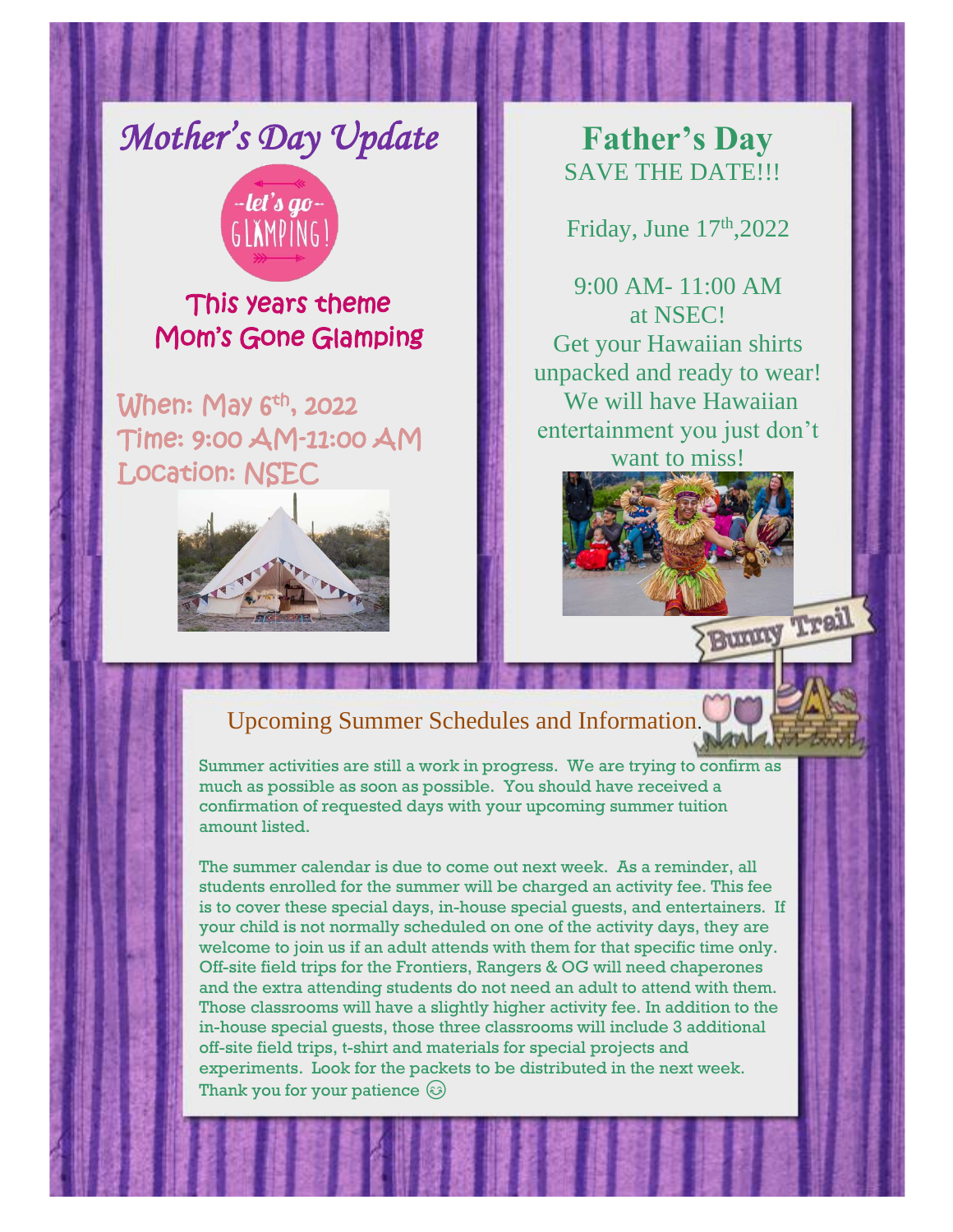## *Mother's Day Update*

--let's go--
GLAMPING!

This years theme
Mom's Gone Glamping

When: May 6th, 2022
Time: 9:00 AM-11:00 AM
Location: NSEC

## Father's Day

SAVE THE DATE!!!

Friday, June 17th,2022

9:00 AM- 11:00 AM
at NSEC!
Get your Hawaiian shirts unpacked and ready to wear!
We will have Hawaiian entertainment you just don't want to miss!

Bunny Trail

### Upcoming Summer Schedules and Information.

Summer activities are still a work in progress. We are trying to confirm as much as possible as soon as possible. You should have received a confirmation of requested days with your upcoming summer tuition amount listed.

The summer calendar is due to come out next week. As a reminder, all students enrolled for the summer will be charged an activity fee. This fee is to cover these special days, in-house special guests, and entertainers. If your child is not normally scheduled on one of the activity days, they are welcome to join us if an adult attends with them for that specific time only. Off-site field trips for the Frontiers, Rangers & OG will need chaperones and the extra attending students do not need an adult to attend with them. Those classrooms will have a slightly higher activity fee. In addition to the in-house special guests, those three classrooms will include 3 additional off-site field trips, t-shirt and materials for special projects and experiments. Look for the packets to be distributed in the next week. Thank you for your patience 😊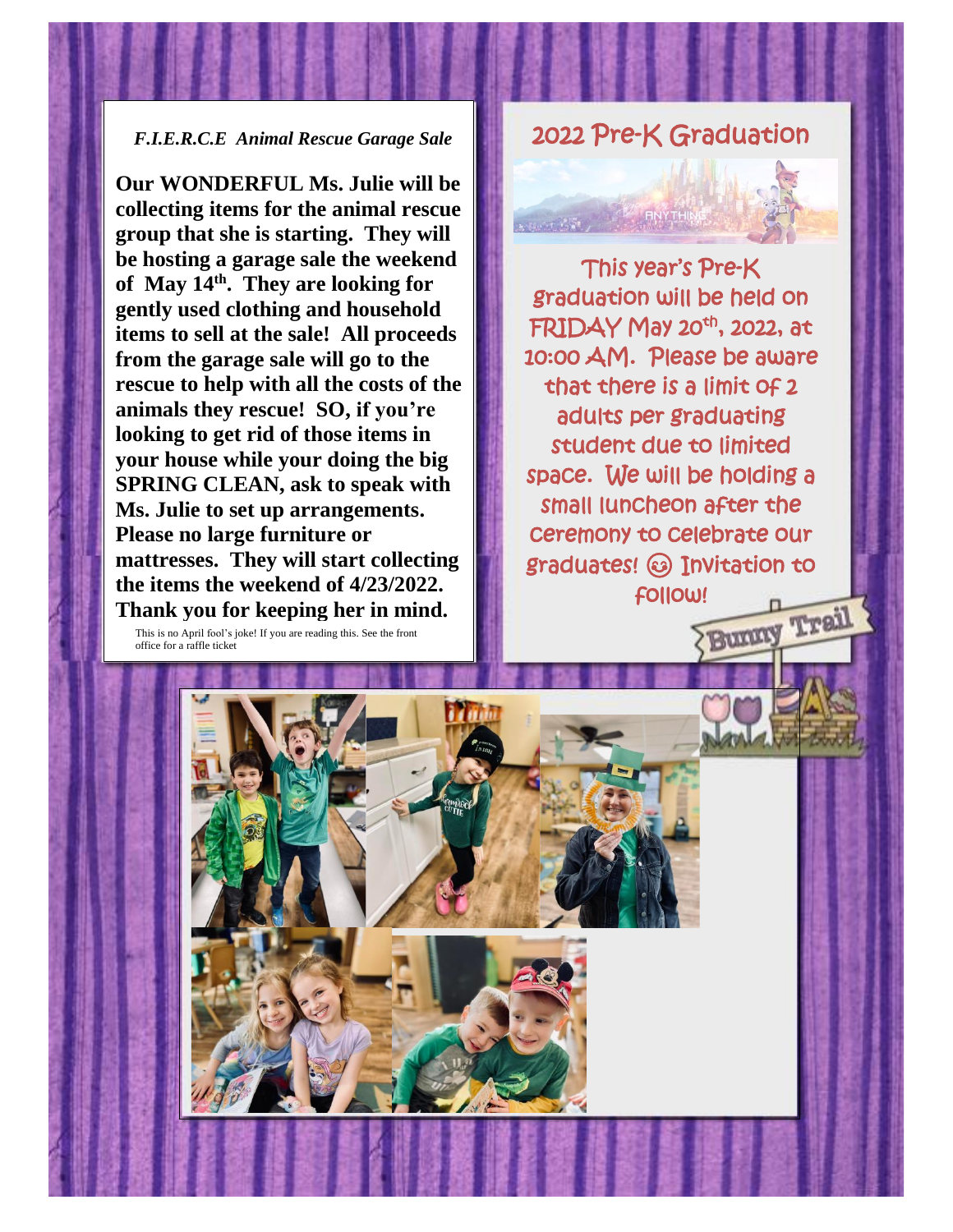*F.I.E.R.C.E Animal Rescue Garage Sale*

**Our WONDERFUL Ms. Julie will be collecting items for the animal rescue group that she is starting. They will be hosting a garage sale the weekend of May 14th. They are looking for gently used clothing and household items to sell at the sale! All proceeds from the garage sale will go to the rescue to help with all the costs of the animals they rescue! SO, if you're looking to get rid of those items in your house while your doing the big SPRING CLEAN, ask to speak with Ms. Julie to set up arrangements. Please no large furniture or mattresses. They will start collecting the items the weekend of 4/23/2022. Thank you for keeping her in mind.**

This is no April fool's joke! If you are reading this. See the front office for a raffle ticket

## 2022 Pre-K Graduation

This year's Pre-K graduation will be held on FRIDAY May 20th, 2022, at 10:00 AM. Please be aware that there is a limit of 2 adults per graduating student due to limited space. We will be holding a small luncheon after the ceremony to celebrate our graduates! ☺ Invitation to follow!

Bunny Trail